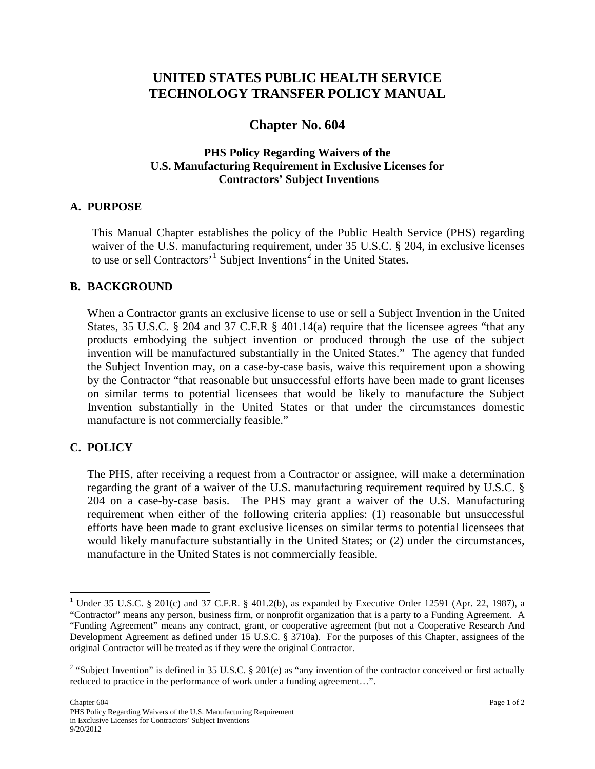# UNITED STATES PUBLIC HEALTH SERVICE TECHNOLOGY TRANSFER POLICY MANUAL

## Chapter No. 604

### PHS Policy Regarding Waivers of the U.S. Manufacturing Requirement in Exclusive Licenses for Contractors' Subject Inventions

## A. PURPOSE

This Manual Chapter establishes the policy of the Public Health Service (PHS) regarding waiver of the U.S. manufacturing requirement, under 35 U.S.C. § 204, in exclusive licenses to use or sell Contractors'[1] Subject Inventions[2] in the United States.

## B. BACKGROUND

When a Contractor grants an exclusive license to use or sell a Subject Invention in the United States, 35 U.S.C. § 204 and 37 C.F.R § 401.14(a) require that the licensee agrees "that any products embodying the subject invention or produced through the use of the subject invention will be manufactured substantially in the United States." The agency that funded the Subject Invention may, on a case-by-case basis, waive this requirement upon a showing by the Contractor "that reasonable but unsuccessful efforts have been made to grant licenses on similar terms to potential licensees that would be likely to manufacture the Subject Invention substantially in the United States or that under the circumstances domestic manufacture is not commercially feasible."

## C. POLICY

The PHS, after receiving a request from a Contractor or assignee, will make a determination regarding the grant of a waiver of the U.S. manufacturing requirement required by U.S.C. § 204 on a case-by-case basis. The PHS may grant a waiver of the U.S. Manufacturing requirement when either of the following criteria applies: (1) reasonable but unsuccessful efforts have been made to grant exclusive licenses on similar terms to potential licensees that would likely manufacture substantially in the United States; or (2) under the circumstances, manufacture in the United States is not commercially feasible.

---

[1] Under 35 U.S.C. § 201(c) and 37 C.F.R. § 401.2(b), as expanded by Executive Order 12591 (Apr. 22, 1987), a "Contractor" means any person, business firm, or nonprofit organization that is a party to a Funding Agreement. A "Funding Agreement" means any contract, grant, or cooperative agreement (but not a Cooperative Research And Development Agreement as defined under 15 U.S.C. § 3710a). For the purposes of this Chapter, assignees of the original Contractor will be treated as if they were the original Contractor.

[2] "Subject Invention" is defined in 35 U.S.C. § 201(e) as "any invention of the contractor conceived or first actually reduced to practice in the performance of work under a funding agreement…".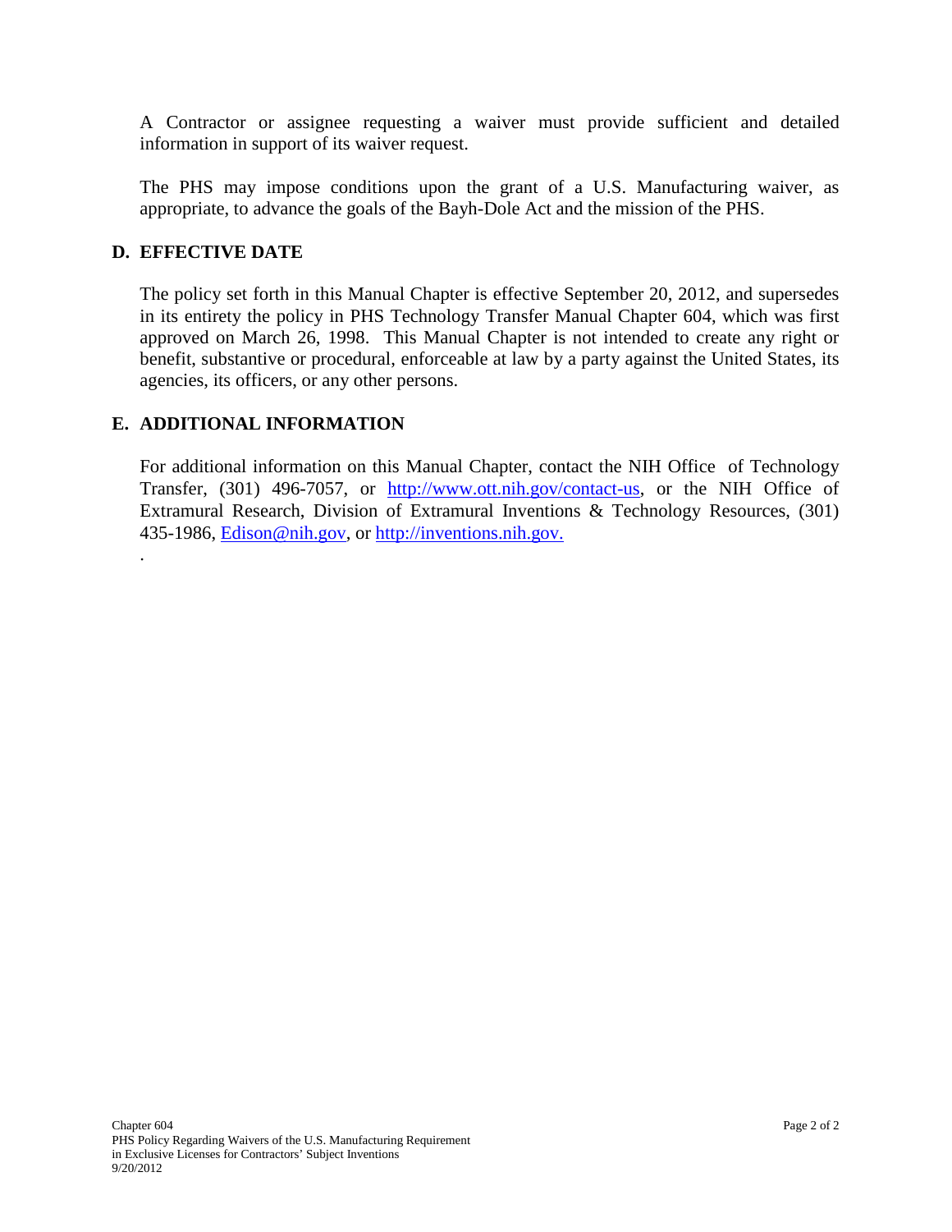A Contractor or assignee requesting a waiver must provide sufficient and detailed information in support of its waiver request.

The PHS may impose conditions upon the grant of a U.S. Manufacturing waiver, as appropriate, to advance the goals of the Bayh-Dole Act and the mission of the PHS.

## D. EFFECTIVE DATE

The policy set forth in this Manual Chapter is effective September 20, 2012, and supersedes in its entirety the policy in PHS Technology Transfer Manual Chapter 604, which was first approved on March 26, 1998. This Manual Chapter is not intended to create any right or benefit, substantive or procedural, enforceable at law by a party against the United States, its agencies, its officers, or any other persons.

## E. ADDITIONAL INFORMATION

For additional information on this Manual Chapter, contact the NIH Office of Technology Transfer, (301) 496-7057, or http://www.ott.nih.gov/contact-us, or the NIH Office of Extramural Research, Division of Extramural Inventions & Technology Resources, (301) 435-1986, Edison@nih.gov, or http://inventions.nih.gov.

.